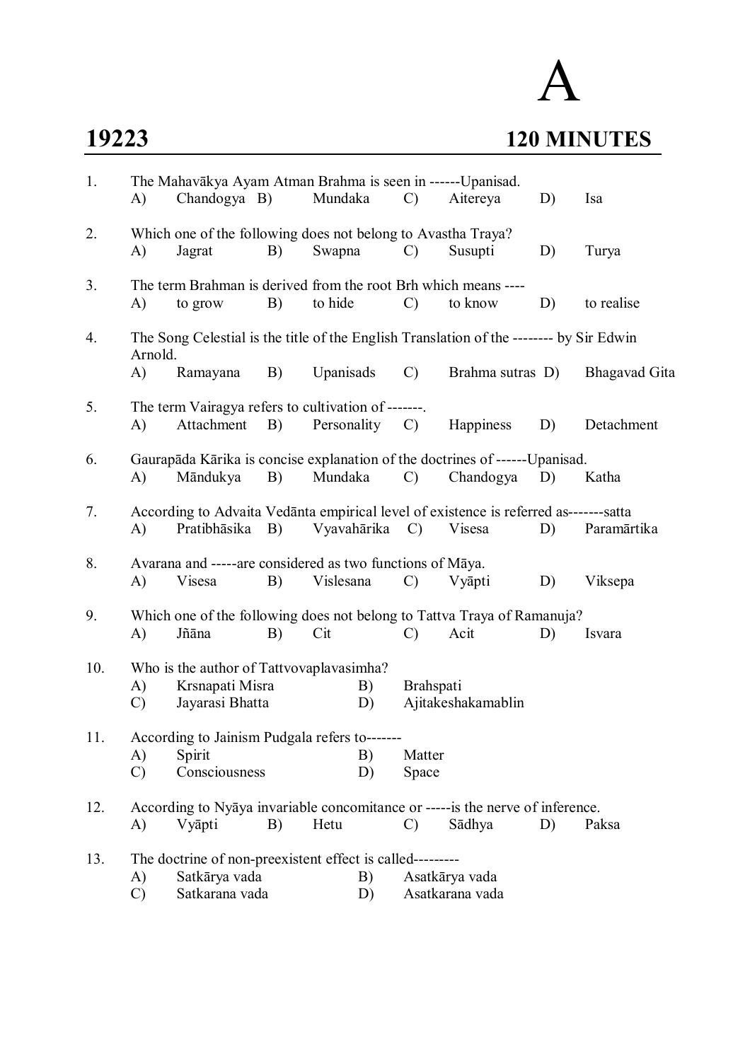# A

**19223** **120 MINUTES**

1. The Mahavākya Ayam Atman Brahma is seen in ------Upanisad.
   A) Chandogya B) Mundaka C) Aitereya D) Isa

2. Which one of the following does not belong to Avastha Traya?
   A) Jagrat B) Swapna C) Susupti D) Turya

3. The term Brahman is derived from the root Brh which means ----
   A) to grow B) to hide C) to know D) to realise

4. The Song Celestial is the title of the English Translation of the -------- by Sir Edwin Arnold.
   A) Ramayana B) Upanisads C) Brahma sutras D) Bhagavad Gita

5. The term Vairagya refers to cultivation of -------.
   A) Attachment B) Personality C) Happiness D) Detachment

6. Gaurapāda Kārika is concise explanation of the doctrines of ------Upanisad.
   A) Māndukya B) Mundaka C) Chandogya D) Katha

7. According to Advaita Vedānta empirical level of existence is referred as-------satta
   A) Pratibhāsika B) Vyavahārika C) Visesa D) Paramārtika

8. Avarana and -----are considered as two functions of Māya.
   A) Visesa B) Vislesana C) Vyāpti D) Viksepa

9. Which one of the following does not belong to Tattva Traya of Ramanuja?
   A) Jñāna B) Cit C) Acit D) Isvara

10. Who is the author of Tattvovaplavasimha?
    A) Krsnapati Misra
    B) Brahspati
    C) Jayarasi Bhatta
    D) Ajitakeshakamablin

11. According to Jainism Pudgala refers to-------
    A) Spirit
    B) Matter
    C) Consciousness
    D) Space

12. According to Nyāya invariable concomitance or -----is the nerve of inference.
    A) Vyāpti B) Hetu C) Sādhya D) Paksa

13. The doctrine of non-preexistent effect is called---------
    A) Satkārya vada
    B) Asatkārya vada
    C) Satkarana vada
    D) Asatkarana vada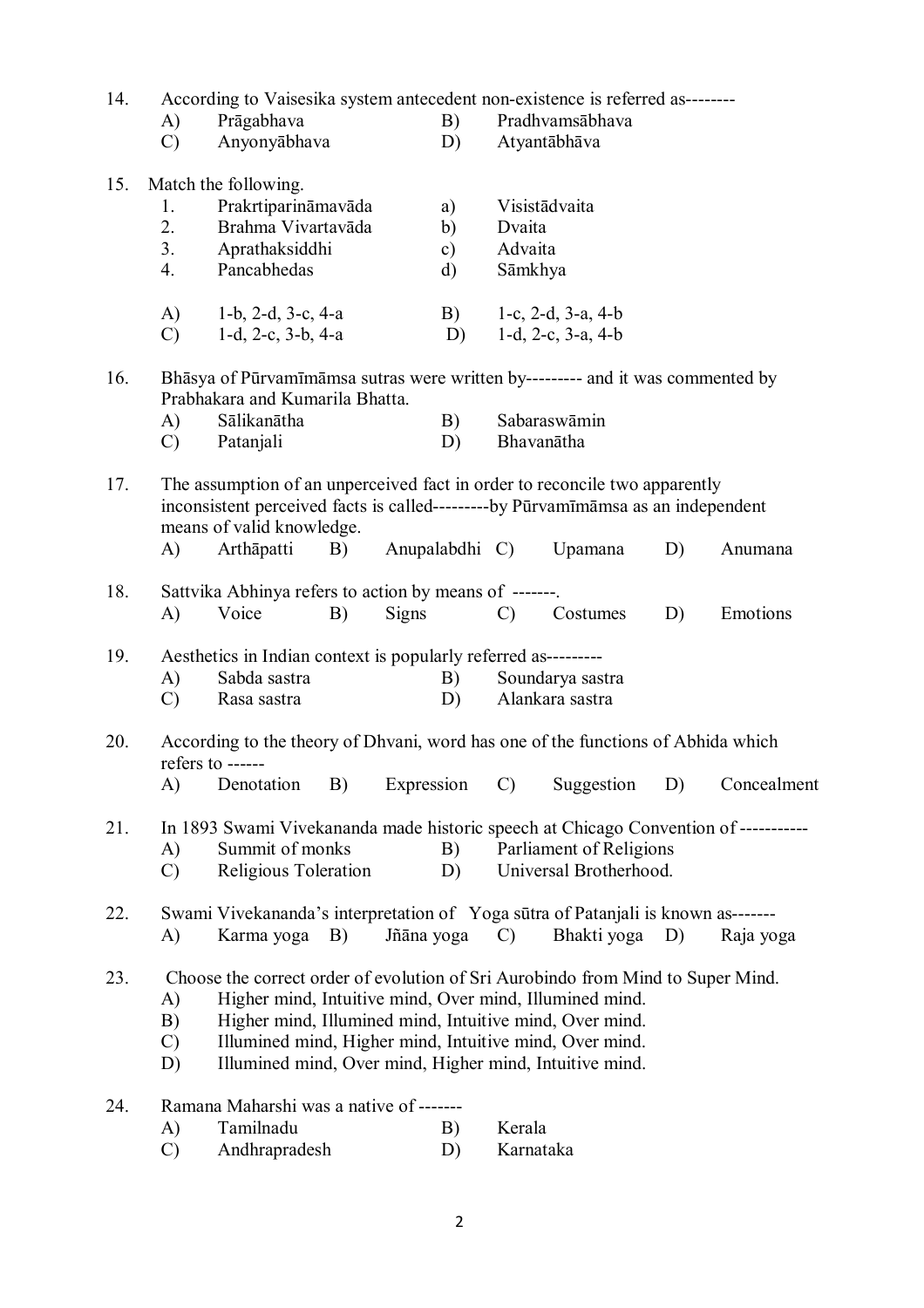14. According to Vaisesika system antecedent non-existence is referred as--------

    A) Prāgabhava
    B) Pradhvamsābhava
    C) Anyonyābhava
    D) Atyantābhāva

15. Match the following.

    1. Prakrtiparināmavāda — a) Visistādvaita
    2. Brahma Vivartavāda — b) Dvaita
    3. Aprathaksiddhi — c) Advaita
    4. Pancabhedas — d) Sāmkhya

    A) 1-b, 2-d, 3-c, 4-a
    B) 1-c, 2-d, 3-a, 4-b
    C) 1-d, 2-c, 3-b, 4-a
    D) 1-d, 2-c, 3-a, 4-b

16. Bhāsya of Pūrvamīmāmsa sutras were written by--------- and it was commented by Prabhakara and Kumarila Bhatta.

    A) Sālikanātha
    B) Sabaraswāmin
    C) Patanjali
    D) Bhavanātha

17. The assumption of an unperceived fact in order to reconcile two apparently inconsistent perceived facts is called---------by Pūrvamīmāmsa as an independent means of valid knowledge.

    A) Arthāpatti
    B) Anupalabdhi
    C) Upamana
    D) Anumana

18. Sattvika Abhinya refers to action by means of -------.

    A) Voice
    B) Signs
    C) Costumes
    D) Emotions

19. Aesthetics in Indian context is popularly referred as---------

    A) Sabda sastra
    B) Soundarya sastra
    C) Rasa sastra
    D) Alankara sastra

20. According to the theory of Dhvani, word has one of the functions of Abhida which refers to ------

    A) Denotation
    B) Expression
    C) Suggestion
    D) Concealment

21. In 1893 Swami Vivekananda made historic speech at Chicago Convention of -----------

    A) Summit of monks
    B) Parliament of Religions
    C) Religious Toleration
    D) Universal Brotherhood.

22. Swami Vivekananda's interpretation of Yoga sūtra of Patanjali is known as-------

    A) Karma yoga
    B) Jñāna yoga
    C) Bhakti yoga
    D) Raja yoga

23. Choose the correct order of evolution of Sri Aurobindo from Mind to Super Mind.

    A) Higher mind, Intuitive mind, Over mind, Illumined mind.
    B) Higher mind, Illumined mind, Intuitive mind, Over mind.
    C) Illumined mind, Higher mind, Intuitive mind, Over mind.
    D) Illumined mind, Over mind, Higher mind, Intuitive mind.

24. Ramana Maharshi was a native of -------

    A) Tamilnadu
    B) Kerala
    C) Andhrapradesh
    D) Karnataka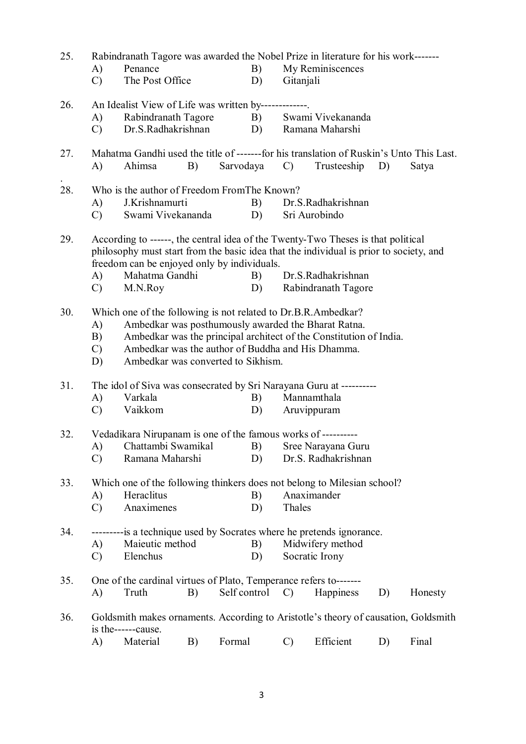25. Rabindranath Tagore was awarded the Nobel Prize in literature for his work-------
    - A) Penance
    - B) My Reminiscences
    - C) The Post Office
    - D) Gitanjali

26. An Idealist View of Life was written by-------------.
    - A) Rabindranath Tagore
    - B) Swami Vivekananda
    - C) Dr.S.Radhakrishnan
    - D) Ramana Maharshi

27. Mahatma Gandhi used the title of -------for his translation of Ruskin's Unto This Last.
    - A) Ahimsa
    - B) Sarvodaya
    - C) Trusteeship
    - D) Satya

28. Who is the author of Freedom FromThe Known?
    - A) J.Krishnamurti
    - B) Dr.S.Radhakrishnan
    - C) Swami Vivekananda
    - D) Sri Aurobindo

29. According to ------, the central idea of the Twenty-Two Theses is that political philosophy must start from the basic idea that the individual is prior to society, and freedom can be enjoyed only by individuals.
    - A) Mahatma Gandhi
    - B) Dr.S.Radhakrishnan
    - C) M.N.Roy
    - D) Rabindranath Tagore

30. Which one of the following is not related to Dr.B.R.Ambedkar?
    - A) Ambedkar was posthumously awarded the Bharat Ratna.
    - B) Ambedkar was the principal architect of the Constitution of India.
    - C) Ambedkar was the author of Buddha and His Dhamma.
    - D) Ambedkar was converted to Sikhism.

31. The idol of Siva was consecrated by Sri Narayana Guru at ----------
    - A) Varkala
    - B) Mannamthala
    - C) Vaikkom
    - D) Aruvippuram

32. Vedadikara Nirupanam is one of the famous works of ----------
    - A) Chattambi Swamikal
    - B) Sree Narayana Guru
    - C) Ramana Maharshi
    - D) Dr.S. Radhakrishnan

33. Which one of the following thinkers does not belong to Milesian school?
    - A) Heraclitus
    - B) Anaximander
    - C) Anaximenes
    - D) Thales

34. ---------is a technique used by Socrates where he pretends ignorance.
    - A) Maieutic method
    - B) Midwifery method
    - C) Elenchus
    - D) Socratic Irony

35. One of the cardinal virtues of Plato, Temperance refers to-------
    - A) Truth
    - B) Self control
    - C) Happiness
    - D) Honesty

36. Goldsmith makes ornaments. According to Aristotle's theory of causation, Goldsmith is the------cause.
    - A) Material
    - B) Formal
    - C) Efficient
    - D) Final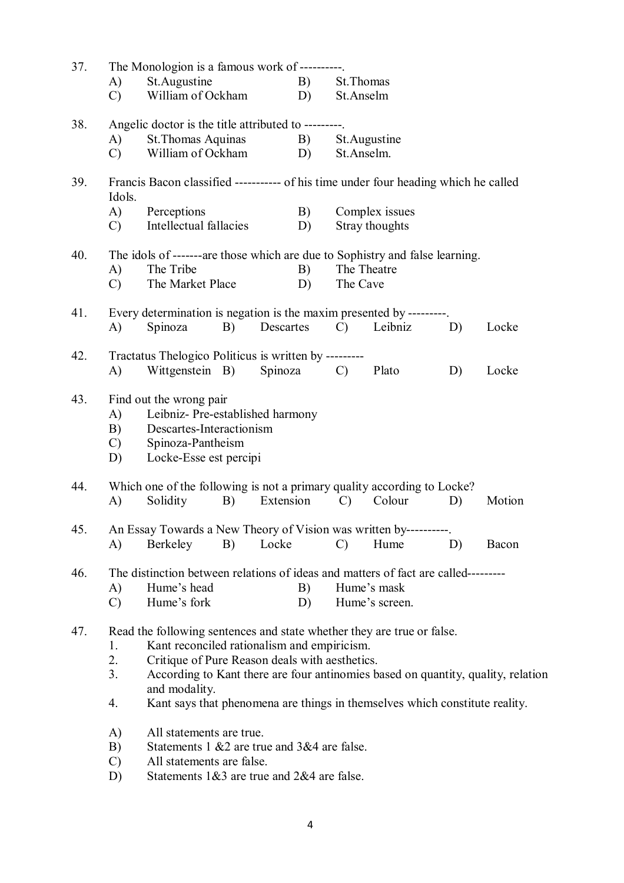37. The Monologion is a famous work of ----------.
    A) St.Augustine B) St.Thomas
    C) William of Ockham D) St.Anselm

38. Angelic doctor is the title attributed to ---------.
    A) St.Thomas Aquinas B) St.Augustine
    C) William of Ockham D) St.Anselm.

39. Francis Bacon classified ----------- of his time under four heading which he called Idols.
    A) Perceptions B) Complex issues
    C) Intellectual fallacies D) Stray thoughts

40. The idols of -------are those which are due to Sophistry and false learning.
    A) The Tribe B) The Theatre
    C) The Market Place D) The Cave

41. Every determination is negation is the maxim presented by ---------.
    A) Spinoza B) Descartes C) Leibniz D) Locke

42. Tractatus Thelogico Politicus is written by ---------
    A) Wittgenstein B) Spinoza C) Plato D) Locke

43. Find out the wrong pair
    A) Leibniz- Pre-established harmony
    B) Descartes-Interactionism
    C) Spinoza-Pantheism
    D) Locke-Esse est percipi

44. Which one of the following is not a primary quality according to Locke?
    A) Solidity B) Extension C) Colour D) Motion

45. An Essay Towards a New Theory of Vision was written by----------.
    A) Berkeley B) Locke C) Hume D) Bacon

46. The distinction between relations of ideas and matters of fact are called---------
    A) Hume's head B) Hume's mask
    C) Hume's fork D) Hume's screen.

47. Read the following sentences and state whether they are true or false.
    1. Kant reconciled rationalism and empiricism.
    2. Critique of Pure Reason deals with aesthetics.
    3. According to Kant there are four antinomies based on quantity, quality, relation and modality.
    4. Kant says that phenomena are things in themselves which constitute reality.

    A) All statements are true.
    B) Statements 1 &2 are true and 3&4 are false.
    C) All statements are false.
    D) Statements 1&3 are true and 2&4 are false.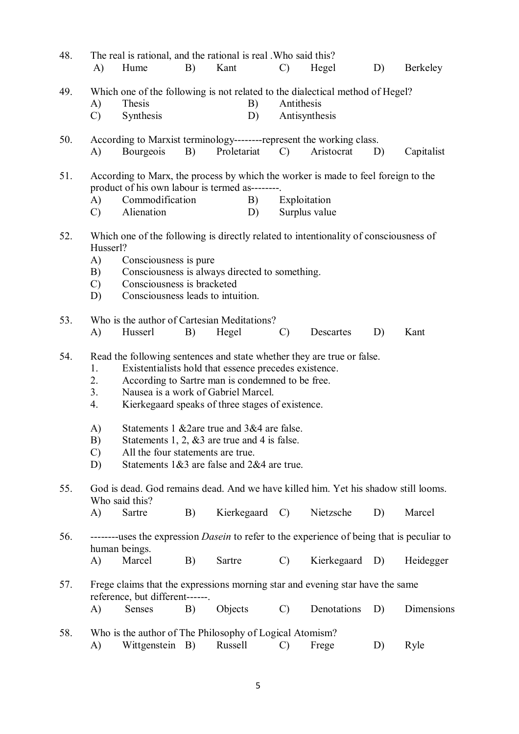48. The real is rational, and the rational is real .Who said this?

A) Hume B) Kant C) Hegel D) Berkeley

49. Which one of the following is not related to the dialectical method of Hegel?

A) Thesis B) Antithesis
C) Synthesis D) Antisynthesis

50. According to Marxist terminology--------represent the working class.

A) Bourgeois B) Proletariat C) Aristocrat D) Capitalist

51. According to Marx, the process by which the worker is made to feel foreign to the product of his own labour is termed as--------.

A) Commodification B) Exploitation
C) Alienation D) Surplus value

52. Which one of the following is directly related to intentionality of consciousness of Husserl?

A) Consciousness is pure
B) Consciousness is always directed to something.
C) Consciousness is bracketed
D) Consciousness leads to intuition.

53. Who is the author of Cartesian Meditations?

A) Husserl B) Hegel C) Descartes D) Kant

54. Read the following sentences and state whether they are true or false.

1. Existentialists hold that essence precedes existence.
2. According to Sartre man is condemned to be free.
3. Nausea is a work of Gabriel Marcel.
4. Kierkegaard speaks of three stages of existence.

A) Statements 1 &2are true and 3&4 are false.
B) Statements 1, 2, &3 are true and 4 is false.
C) All the four statements are true.
D) Statements 1&3 are false and 2&4 are true.

55. God is dead. God remains dead. And we have killed him. Yet his shadow still looms. Who said this?

A) Sartre B) Kierkegaard C) Nietzsche D) Marcel

56. --------uses the expression *Dasein* to refer to the experience of being that is peculiar to human beings.

A) Marcel B) Sartre C) Kierkegaard D) Heidegger

57. Frege claims that the expressions morning star and evening star have the same reference, but different------.

A) Senses B) Objects C) Denotations D) Dimensions

58. Who is the author of The Philosophy of Logical Atomism?

A) Wittgenstein B) Russell C) Frege D) Ryle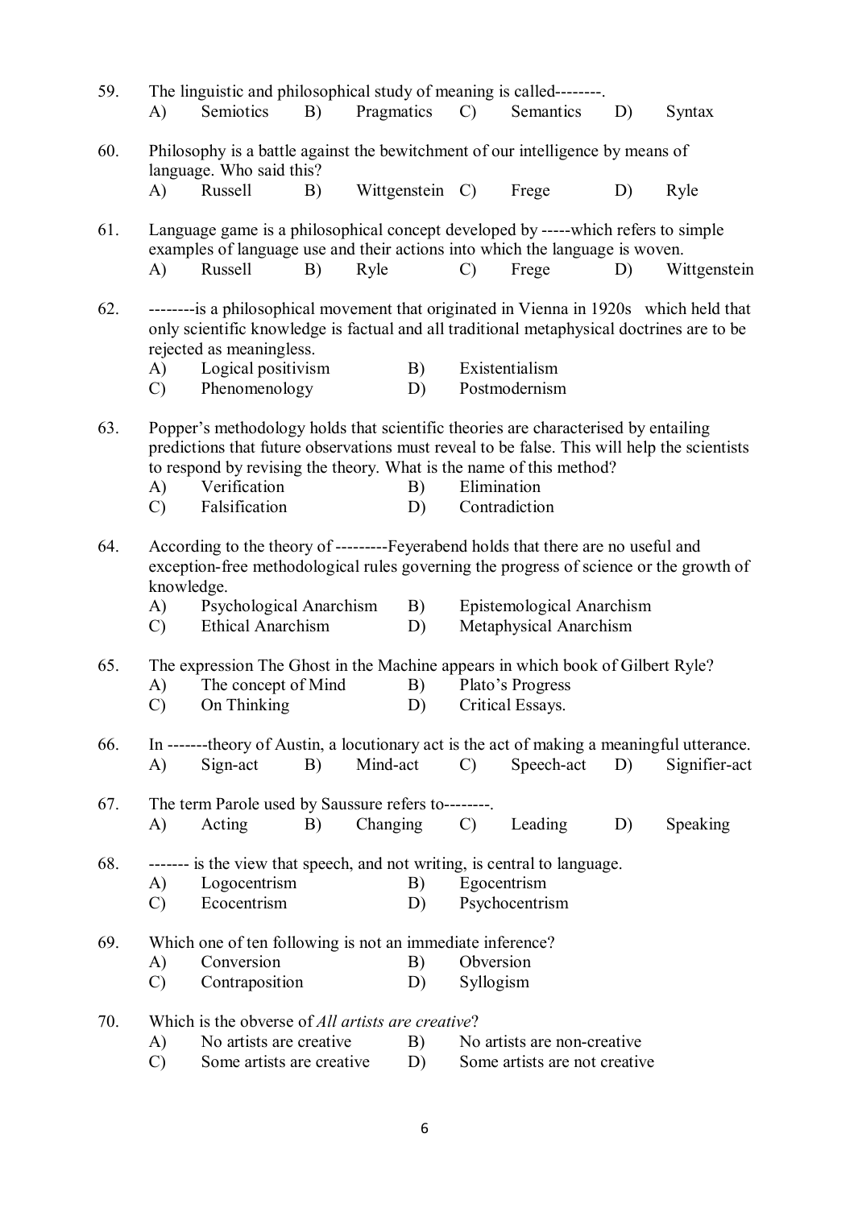59. The linguistic and philosophical study of meaning is called--------.
   A) Semiotics B) Pragmatics C) Semantics D) Syntax

60. Philosophy is a battle against the bewitchment of our intelligence by means of language. Who said this?
   A) Russell B) Wittgenstein C) Frege D) Ryle

61. Language game is a philosophical concept developed by -----which refers to simple examples of language use and their actions into which the language is woven.
   A) Russell B) Ryle C) Frege D) Wittgenstein

62. --------is a philosophical movement that originated in Vienna in 1920s which held that only scientific knowledge is factual and all traditional metaphysical doctrines are to be rejected as meaningless.
   A) Logical positivism B) Existentialism
   C) Phenomenology D) Postmodernism

63. Popper's methodology holds that scientific theories are characterised by entailing predictions that future observations must reveal to be false. This will help the scientists to respond by revising the theory. What is the name of this method?
   A) Verification B) Elimination
   C) Falsification D) Contradiction

64. According to the theory of ---------Feyerabend holds that there are no useful and exception-free methodological rules governing the progress of science or the growth of knowledge.
   A) Psychological Anarchism B) Epistemological Anarchism
   C) Ethical Anarchism D) Metaphysical Anarchism

65. The expression The Ghost in the Machine appears in which book of Gilbert Ryle?
   A) The concept of Mind B) Plato's Progress
   C) On Thinking D) Critical Essays.

66. In -------theory of Austin, a locutionary act is the act of making a meaningful utterance.
   A) Sign-act B) Mind-act C) Speech-act D) Signifier-act

67. The term Parole used by Saussure refers to--------.
   A) Acting B) Changing C) Leading D) Speaking

68. ------- is the view that speech, and not writing, is central to language.
   A) Logocentrism B) Egocentrism
   C) Ecocentrism D) Psychocentrism

69. Which one of ten following is not an immediate inference?
   A) Conversion B) Obversion
   C) Contraposition D) Syllogism

70. Which is the obverse of *All artists are creative*?
   A) No artists are creative B) No artists are non-creative
   C) Some artists are creative D) Some artists are not creative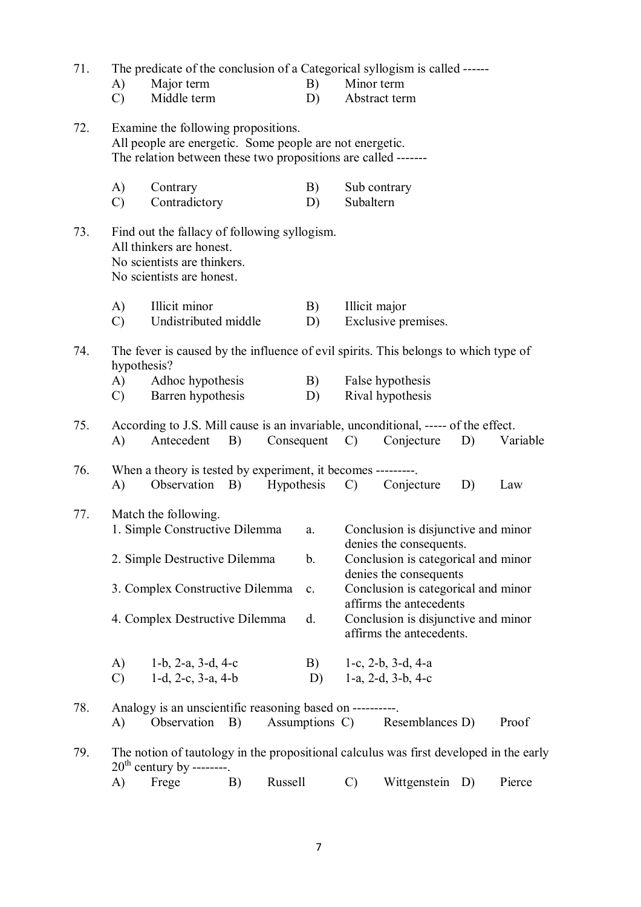71. The predicate of the conclusion of a Categorical syllogism is called ------

A) Major term
B) Minor term
C) Middle term
D) Abstract term

72. Examine the following propositions.
All people are energetic. Some people are not energetic.
The relation between these two propositions are called -------

A) Contrary
B) Sub contrary
C) Contradictory
D) Subaltern

73. Find out the fallacy of following syllogism.
All thinkers are honest.
No scientists are thinkers.
No scientists are honest.

A) Illicit minor
B) Illicit major
C) Undistributed middle
D) Exclusive premises.

74. The fever is caused by the influence of evil spirits. This belongs to which type of hypothesis?

A) Adhoc hypothesis
B) False hypothesis
C) Barren hypothesis
D) Rival hypothesis

75. According to J.S. Mill cause is an invariable, unconditional, ----- of the effect.

A) Antecedent
B) Consequent
C) Conjecture
D) Variable

76. When a theory is tested by experiment, it becomes ---------.

A) Observation
B) Hypothesis
C) Conjecture
D) Law

77. Match the following.

| | | | |
|---|---|---|---|
| 1. Simple Constructive Dilemma | a. | Conclusion is disjunctive and minor denies the consequents. |
| 2. Simple Destructive Dilemma | b. | Conclusion is categorical and minor denies the consequents |
| 3. Complex Constructive Dilemma | c. | Conclusion is categorical and minor affirms the antecedents |
| 4. Complex Destructive Dilemma | d. | Conclusion is disjunctive and minor affirms the antecedents. |

A) 1-b, 2-a, 3-d, 4-c
B) 1-c, 2-b, 3-d, 4-a
C) 1-d, 2-c, 3-a, 4-b
D) 1-a, 2-d, 3-b, 4-c

78. Analogy is an unscientific reasoning based on ----------.

A) Observation
B) Assumptions
C) Resemblances
D) Proof

79. The notion of tautology in the propositional calculus was first developed in the early 20th century by --------.

A) Frege
B) Russell
C) Wittgenstein
D) Pierce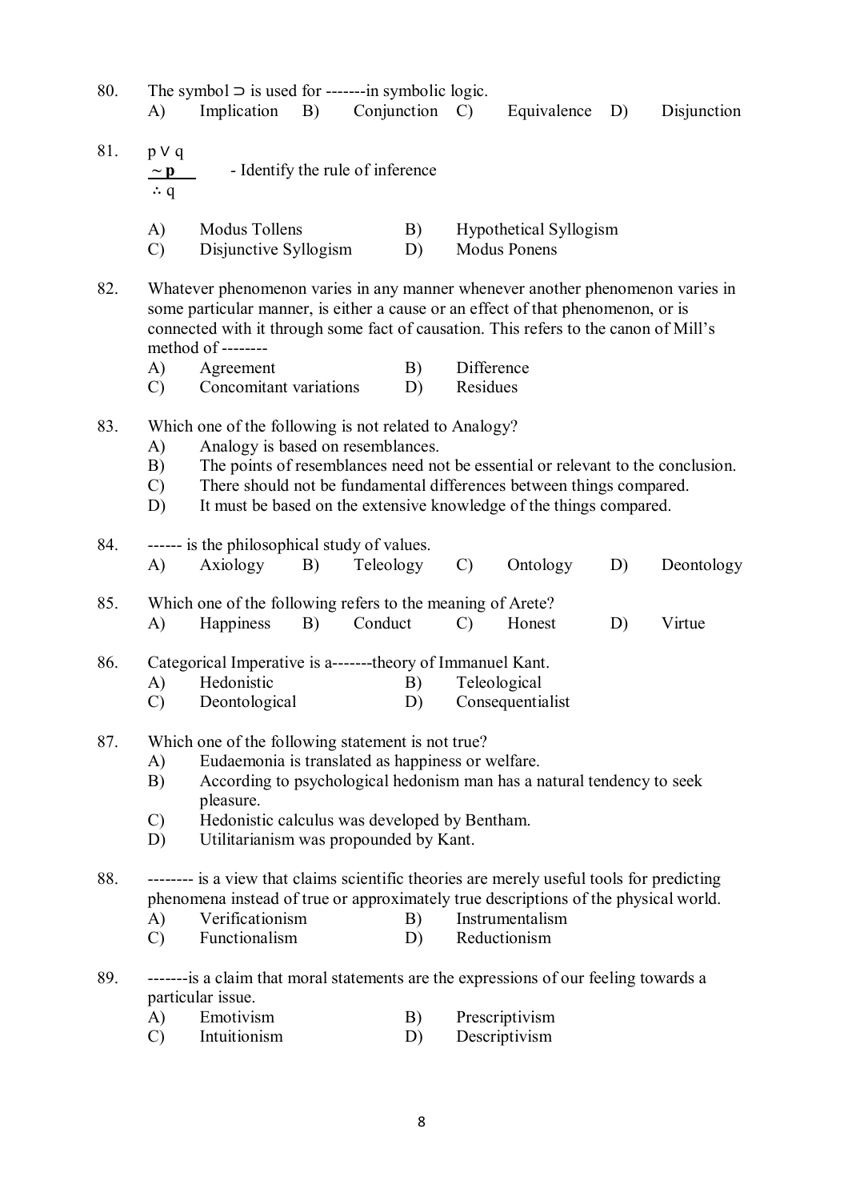80. The symbol $\supset$ is used for -------in symbolic logic.
    A) Implication B) Conjunction C) Equivalence D) Disjunction

81. $p \vee q$
    $\underline{\sim p}$ - Identify the rule of inference
    $\therefore q$

    A) Modus Tollens
    B) Hypothetical Syllogism
    C) Disjunctive Syllogism
    D) Modus Ponens

82. Whatever phenomenon varies in any manner whenever another phenomenon varies in some particular manner, is either a cause or an effect of that phenomenon, or is connected with it through some fact of causation. This refers to the canon of Mill's method of --------
    A) Agreement
    B) Difference
    C) Concomitant variations
    D) Residues

83. Which one of the following is not related to Analogy?
    A) Analogy is based on resemblances.
    B) The points of resemblances need not be essential or relevant to the conclusion.
    C) There should not be fundamental differences between things compared.
    D) It must be based on the extensive knowledge of the things compared.

84. ------ is the philosophical study of values.
    A) Axiology B) Teleology C) Ontology D) Deontology

85. Which one of the following refers to the meaning of Arete?
    A) Happiness B) Conduct C) Honest D) Virtue

86. Categorical Imperative is a-------theory of Immanuel Kant.
    A) Hedonistic
    B) Teleological
    C) Deontological
    D) Consequentialist

87. Which one of the following statement is not true?
    A) Eudaemonia is translated as happiness or welfare.
    B) According to psychological hedonism man has a natural tendency to seek pleasure.
    C) Hedonistic calculus was developed by Bentham.
    D) Utilitarianism was propounded by Kant.

88. -------- is a view that claims scientific theories are merely useful tools for predicting phenomena instead of true or approximately true descriptions of the physical world.
    A) Verificationism
    B) Instrumentalism
    C) Functionalism
    D) Reductionism

89. -------is a claim that moral statements are the expressions of our feeling towards a particular issue.
    A) Emotivism
    B) Prescriptivism
    C) Intuitionism
    D) Descriptivism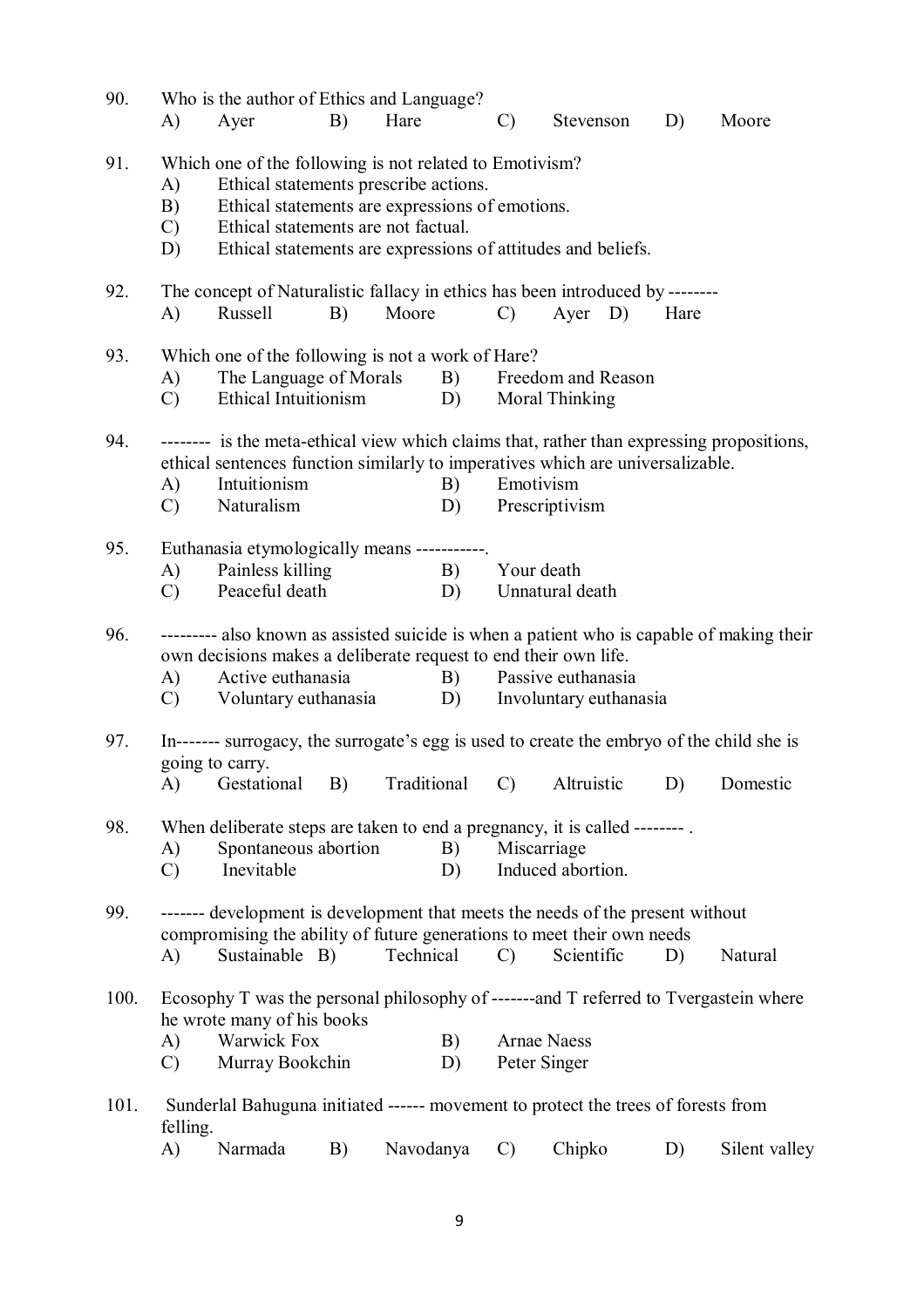90. Who is the author of Ethics and Language?
    A) Ayer B) Hare C) Stevenson D) Moore

91. Which one of the following is not related to Emotivism?
    A) Ethical statements prescribe actions.
    B) Ethical statements are expressions of emotions.
    C) Ethical statements are not factual.
    D) Ethical statements are expressions of attitudes and beliefs.

92. The concept of Naturalistic fallacy in ethics has been introduced by --------
    A) Russell B) Moore C) Ayer D) Hare

93. Which one of the following is not a work of Hare?
    A) The Language of Morals B) Freedom and Reason
    C) Ethical Intuitionism D) Moral Thinking

94. -------- is the meta-ethical view which claims that, rather than expressing propositions, ethical sentences function similarly to imperatives which are universalizable.
    A) Intuitionism B) Emotivism
    C) Naturalism D) Prescriptivism

95. Euthanasia etymologically means -----------.
    A) Painless killing B) Your death
    C) Peaceful death D) Unnatural death

96. --------- also known as assisted suicide is when a patient who is capable of making their own decisions makes a deliberate request to end their own life.
    A) Active euthanasia B) Passive euthanasia
    C) Voluntary euthanasia D) Involuntary euthanasia

97. In------- surrogacy, the surrogate's egg is used to create the embryo of the child she is going to carry.
    A) Gestational B) Traditional C) Altruistic D) Domestic

98. When deliberate steps are taken to end a pregnancy, it is called -------- .
    A) Spontaneous abortion B) Miscarriage
    C) Inevitable D) Induced abortion.

99. ------- development is development that meets the needs of the present without compromising the ability of future generations to meet their own needs
    A) Sustainable B) Technical C) Scientific D) Natural

100. Ecosophy T was the personal philosophy of -------and T referred to Tvergastein where he wrote many of his books
    A) Warwick Fox B) Arnae Naess
    C) Murray Bookchin D) Peter Singer

101. Sunderlal Bahuguna initiated ------ movement to protect the trees of forests from felling.
    A) Narmada B) Navodanya C) Chipko D) Silent valley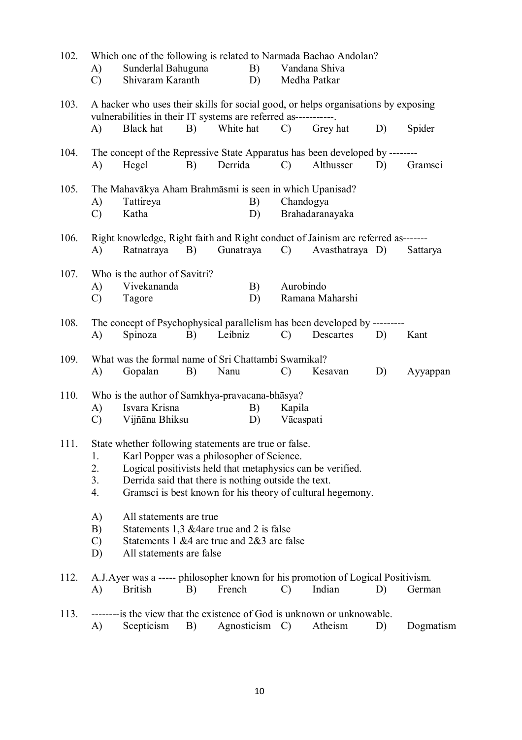102. Which one of the following is related to Narmada Bachao Andolan?
   A) Sunderlal Bahuguna  B) Vandana Shiva
   C) Shivaram Karanth  D) Medha Patkar

103. A hacker who uses their skills for social good, or helps organisations by exposing vulnerabilities in their IT systems are referred as-----------.
   A) Black hat  B) White hat  C) Grey hat  D) Spider

104. The concept of the Repressive State Apparatus has been developed by --------
   A) Hegel  B) Derrida  C) Althusser  D) Gramsci

105. The Mahavākya Aham Brahmāsmi is seen in which Upanisad?
   A) Tattireya  B) Chandogya
   C) Katha  D) Brahadaranayaka

106. Right knowledge, Right faith and Right conduct of Jainism are referred as-------
   A) Ratnatraya  B) Gunatraya  C) Avasthatraya  D) Sattarya

107. Who is the author of Savitri?
   A) Vivekananda  B) Aurobindo
   C) Tagore  D) Ramana Maharshi

108. The concept of Psychophysical parallelism has been developed by ---------
   A) Spinoza  B) Leibniz  C) Descartes  D) Kant

109. What was the formal name of Sri Chattambi Swamikal?
   A) Gopalan  B) Nanu  C) Kesavan  D) Ayyappan

110. Who is the author of Samkhya-pravacana-bhāsya?
   A) Isvara Krisna  B) Kapila
   C) Vijñāna Bhiksu  D) Vācaspati

111. State whether following statements are true or false.
   1. Karl Popper was a philosopher of Science.
   2. Logical positivists held that metaphysics can be verified.
   3. Derrida said that there is nothing outside the text.
   4. Gramsci is best known for his theory of cultural hegemony.

   A) All statements are true
   B) Statements 1,3 &4are true and 2 is false
   C) Statements 1 &4 are true and 2&3 are false
   D) All statements are false

112. A.J.Ayer was a ----- philosopher known for his promotion of Logical Positivism.
   A) British  B) French  C) Indian  D) German

113. --------is the view that the existence of God is unknown or unknowable.
   A) Scepticism  B) Agnosticism  C) Atheism  D) Dogmatism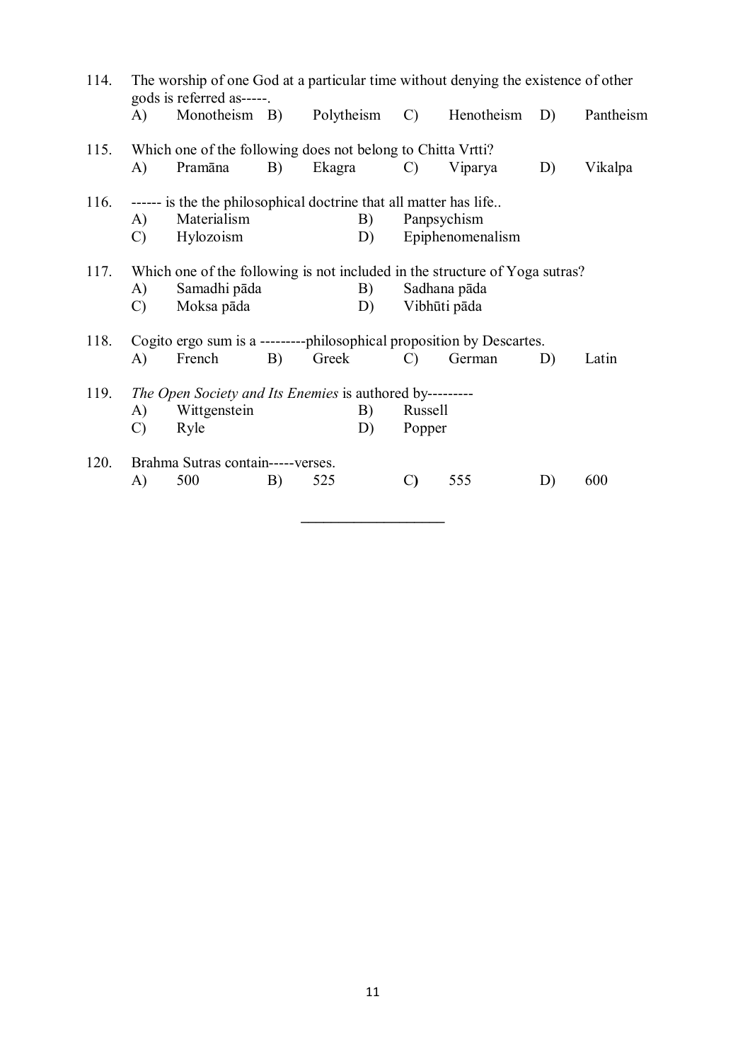114. The worship of one God at a particular time without denying the existence of other gods is referred as-----.

A) Monotheism B) Polytheism C) Henotheism D) Pantheism

115. Which one of the following does not belong to Chitta Vrtti?

A) Pramāna B) Ekagra C) Viparya D) Vikalpa

116. ------ is the the philosophical doctrine that all matter has life..

A) Materialism B) Panpsychism
C) Hylozoism D) Epiphenomenalism

117. Which one of the following is not included in the structure of Yoga sutras?

A) Samadhi pāda B) Sadhana pāda
C) Moksa pāda D) Vibhūti pāda

118. Cogito ergo sum is a ---------philosophical proposition by Descartes.

A) French B) Greek C) German D) Latin

119. *The Open Society and Its Enemies* is authored by---------

A) Wittgenstein B) Russell
C) Ryle D) Popper

120. Brahma Sutras contain-----verses.

A) 500 B) 525 C) 555 D) 600

---